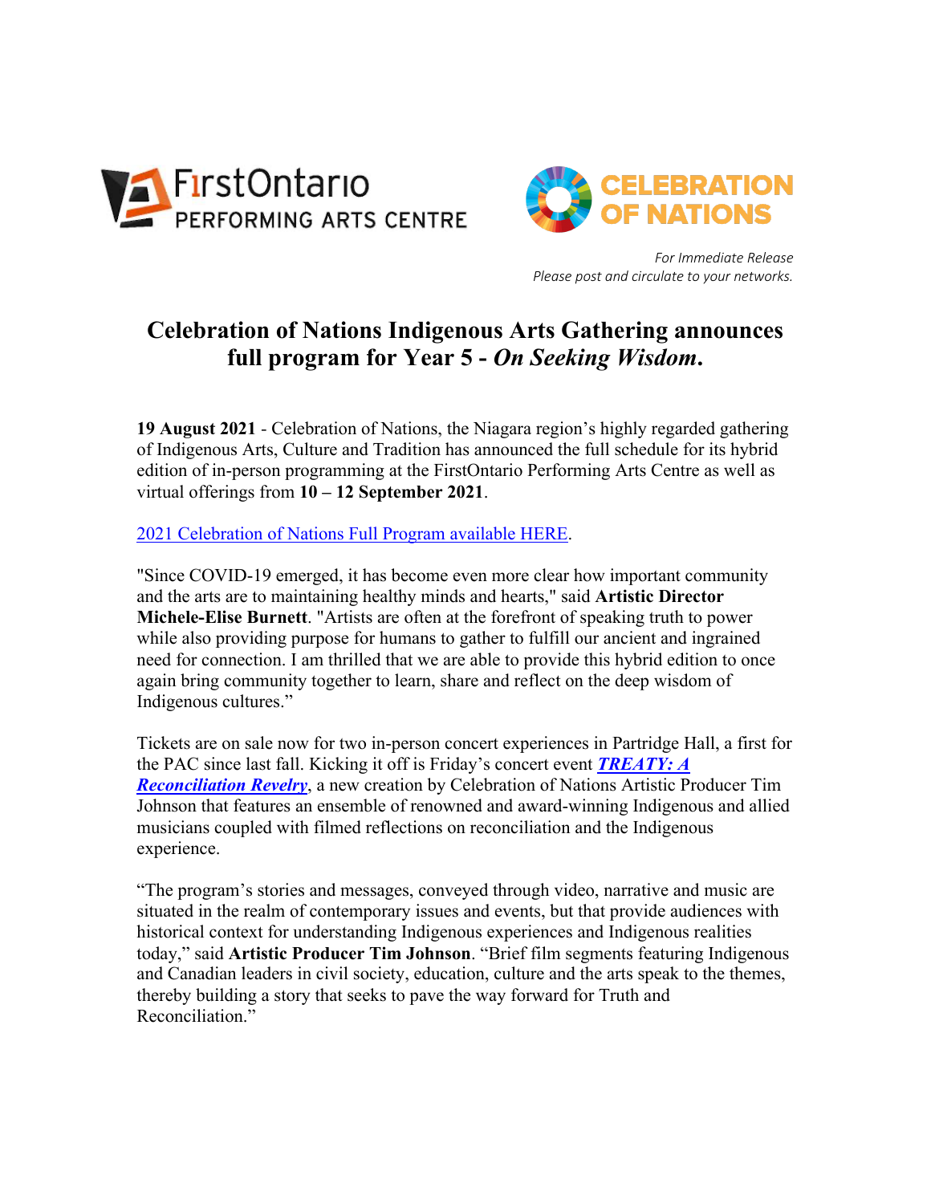FirstOntario PERFORMING ARTS CENTRE

CELEBRATION OF NATIONS

*For Immediate Release*
*Please post and circulate to your networks.*

# Celebration of Nations Indigenous Arts Gathering announces full program for Year 5 - *On Seeking Wisdom*.

**19 August 2021** - Celebration of Nations, the Niagara region's highly regarded gathering of Indigenous Arts, Culture and Tradition has announced the full schedule for its hybrid edition of in-person programming at the FirstOntario Performing Arts Centre as well as virtual offerings from **10 – 12 September 2021**.

2021 Celebration of Nations Full Program available HERE.

"Since COVID-19 emerged, it has become even more clear how important community and the arts are to maintaining healthy minds and hearts," said **Artistic Director Michele-Elise Burnett**. "Artists are often at the forefront of speaking truth to power while also providing purpose for humans to gather to fulfill our ancient and ingrained need for connection. I am thrilled that we are able to provide this hybrid edition to once again bring community together to learn, share and reflect on the deep wisdom of Indigenous cultures."

Tickets are on sale now for two in-person concert experiences in Partridge Hall, a first for the PAC since last fall. Kicking it off is Friday's concert event ***TREATY: A Reconciliation Revelry***, a new creation by Celebration of Nations Artistic Producer Tim Johnson that features an ensemble of renowned and award-winning Indigenous and allied musicians coupled with filmed reflections on reconciliation and the Indigenous experience.

"The program's stories and messages, conveyed through video, narrative and music are situated in the realm of contemporary issues and events, but that provide audiences with historical context for understanding Indigenous experiences and Indigenous realities today," said **Artistic Producer Tim Johnson**. "Brief film segments featuring Indigenous and Canadian leaders in civil society, education, culture and the arts speak to the themes, thereby building a story that seeks to pave the way forward for Truth and Reconciliation."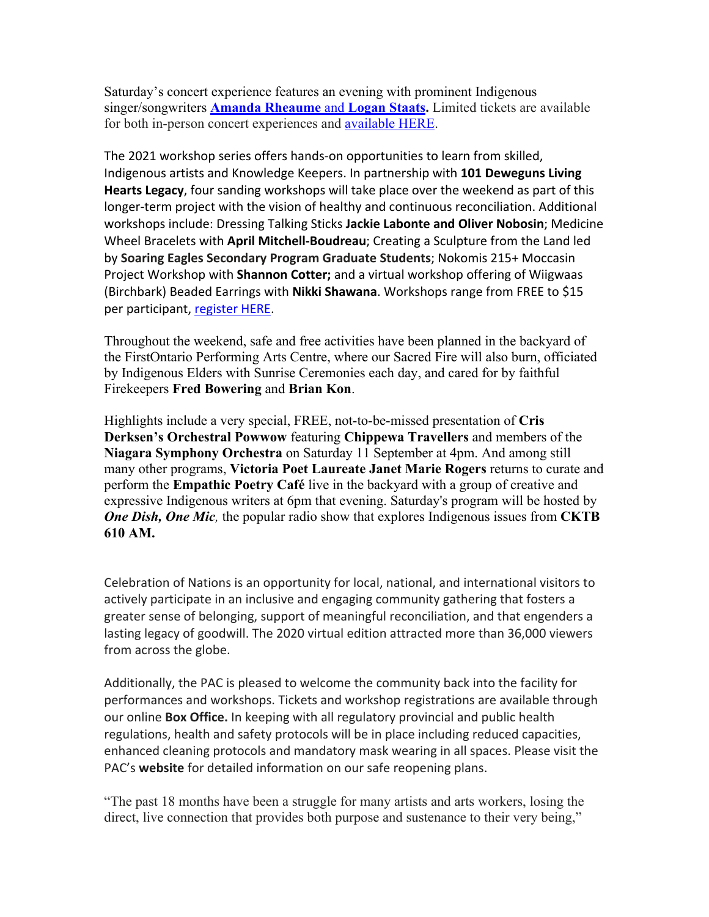Saturday's concert experience features an evening with prominent Indigenous singer/songwriters **Amanda Rheaume and Logan Staats.** Limited tickets are available for both in-person concert experiences and available HERE.

The 2021 workshop series offers hands-on opportunities to learn from skilled, Indigenous artists and Knowledge Keepers. In partnership with **101 Deweguns Living Hearts Legacy**, four sanding workshops will take place over the weekend as part of this longer-term project with the vision of healthy and continuous reconciliation. Additional workshops include: Dressing Talking Sticks **Jackie Labonte and Oliver Nobosin**; Medicine Wheel Bracelets with **April Mitchell-Boudreau**; Creating a Sculpture from the Land led by **Soaring Eagles Secondary Program Graduate Students**; Nokomis 215+ Moccasin Project Workshop with **Shannon Cotter;** and a virtual workshop offering of Wiigwaas (Birchbark) Beaded Earrings with **Nikki Shawana**. Workshops range from FREE to $15 per participant, register HERE.

Throughout the weekend, safe and free activities have been planned in the backyard of the FirstOntario Performing Arts Centre, where our Sacred Fire will also burn, officiated by Indigenous Elders with Sunrise Ceremonies each day, and cared for by faithful Firekeepers **Fred Bowering** and **Brian Kon**.

Highlights include a very special, FREE, not-to-be-missed presentation of **Cris Derksen's Orchestral Powwow** featuring **Chippewa Travellers** and members of the **Niagara Symphony Orchestra** on Saturday 11 September at 4pm. And among still many other programs, **Victoria Poet Laureate Janet Marie Rogers** returns to curate and perform the **Empathic Poetry Café** live in the backyard with a group of creative and expressive Indigenous writers at 6pm that evening. Saturday's program will be hosted by ***One Dish, One Mic***, the popular radio show that explores Indigenous issues from **CKTB 610 AM.**

Celebration of Nations is an opportunity for local, national, and international visitors to actively participate in an inclusive and engaging community gathering that fosters a greater sense of belonging, support of meaningful reconciliation, and that engenders a lasting legacy of goodwill. The 2020 virtual edition attracted more than 36,000 viewers from across the globe.

Additionally, the PAC is pleased to welcome the community back into the facility for performances and workshops. Tickets and workshop registrations are available through our online **Box Office.** In keeping with all regulatory provincial and public health regulations, health and safety protocols will be in place including reduced capacities, enhanced cleaning protocols and mandatory mask wearing in all spaces. Please visit the PAC's **website** for detailed information on our safe reopening plans.

"The past 18 months have been a struggle for many artists and arts workers, losing the direct, live connection that provides both purpose and sustenance to their very being,"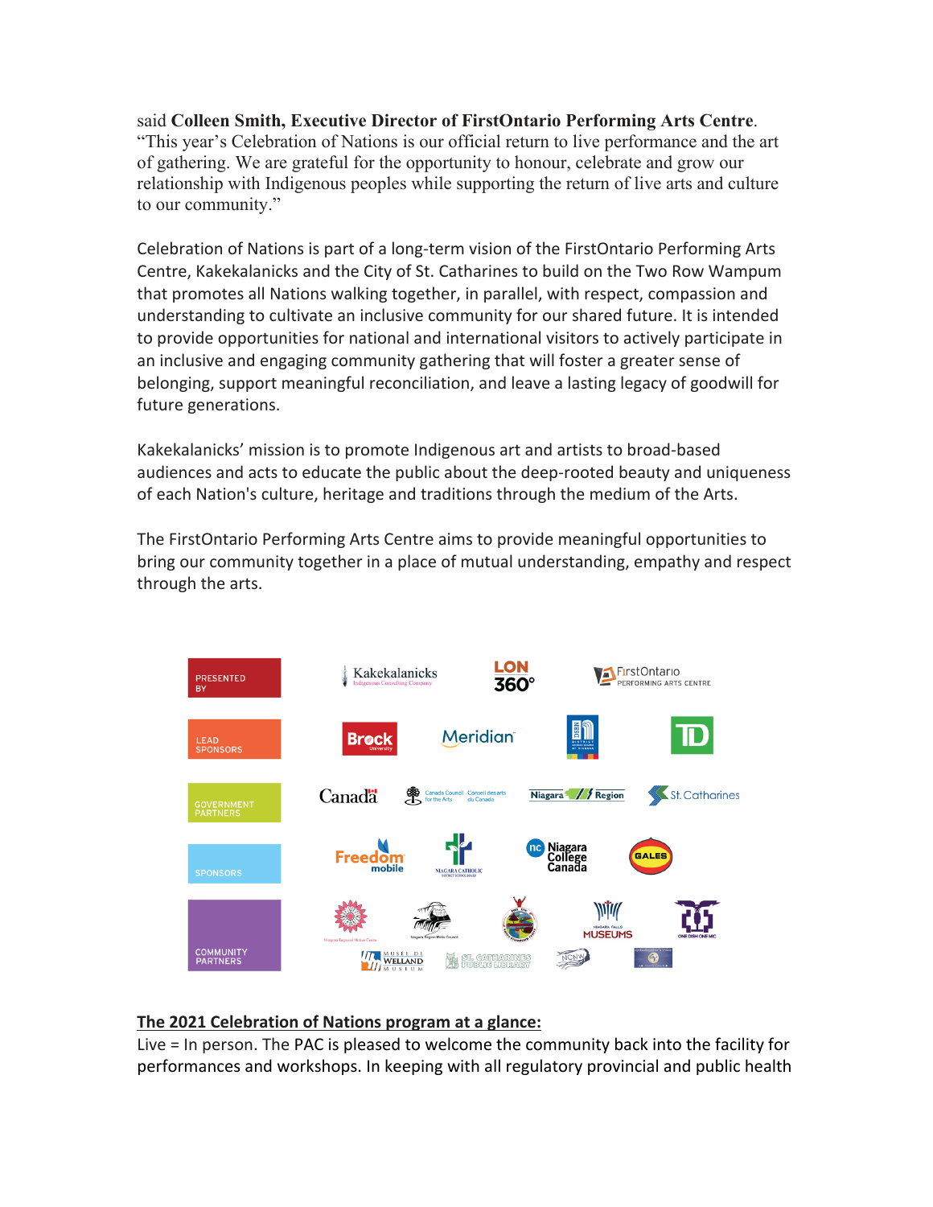said **Colleen Smith, Executive Director of FirstOntario Performing Arts Centre**. "This year's Celebration of Nations is our official return to live performance and the art of gathering. We are grateful for the opportunity to honour, celebrate and grow our relationship with Indigenous peoples while supporting the return of live arts and culture to our community."

Celebration of Nations is part of a long-term vision of the FirstOntario Performing Arts Centre, Kakekalanicks and the City of St. Catharines to build on the Two Row Wampum that promotes all Nations walking together, in parallel, with respect, compassion and understanding to cultivate an inclusive community for our shared future. It is intended to provide opportunities for national and international visitors to actively participate in an inclusive and engaging community gathering that will foster a greater sense of belonging, support meaningful reconciliation, and leave a lasting legacy of goodwill for future generations.

Kakekalanicks' mission is to promote Indigenous art and artists to broad-based audiences and acts to educate the public about the deep-rooted beauty and uniqueness of each Nation's culture, heritage and traditions through the medium of the Arts.

The FirstOntario Performing Arts Centre aims to provide meaningful opportunities to bring our community together in a place of mutual understanding, empathy and respect through the arts.

**PRESENTED BY:** Kakekalanicks Indigenous Consulting Company, LON 360°, FirstOntario Performing Arts Centre

**LEAD SPONSORS:** Brock University, Meridian, District School Board of Niagara, TD

**GOVERNMENT PARTNERS:** Canada, Canada Council for the Arts / Conseil des arts du Canada, Niagara Region, St. Catharines

**SPONSORS:** Freedom mobile, Niagara Catholic District School Board, Niagara College Canada, GALES

**COMMUNITY PARTNERS:** Niagara Regional Native Centre, Niagara Region Metis Council, Niagara Falls Museums, One Dish One Mic, Welland Museum, St. Catharines Public Library, NCNW

<u>**The 2021 Celebration of Nations program at a glance:**</u>

Live = In person. The PAC is pleased to welcome the community back into the facility for performances and workshops. In keeping with all regulatory provincial and public health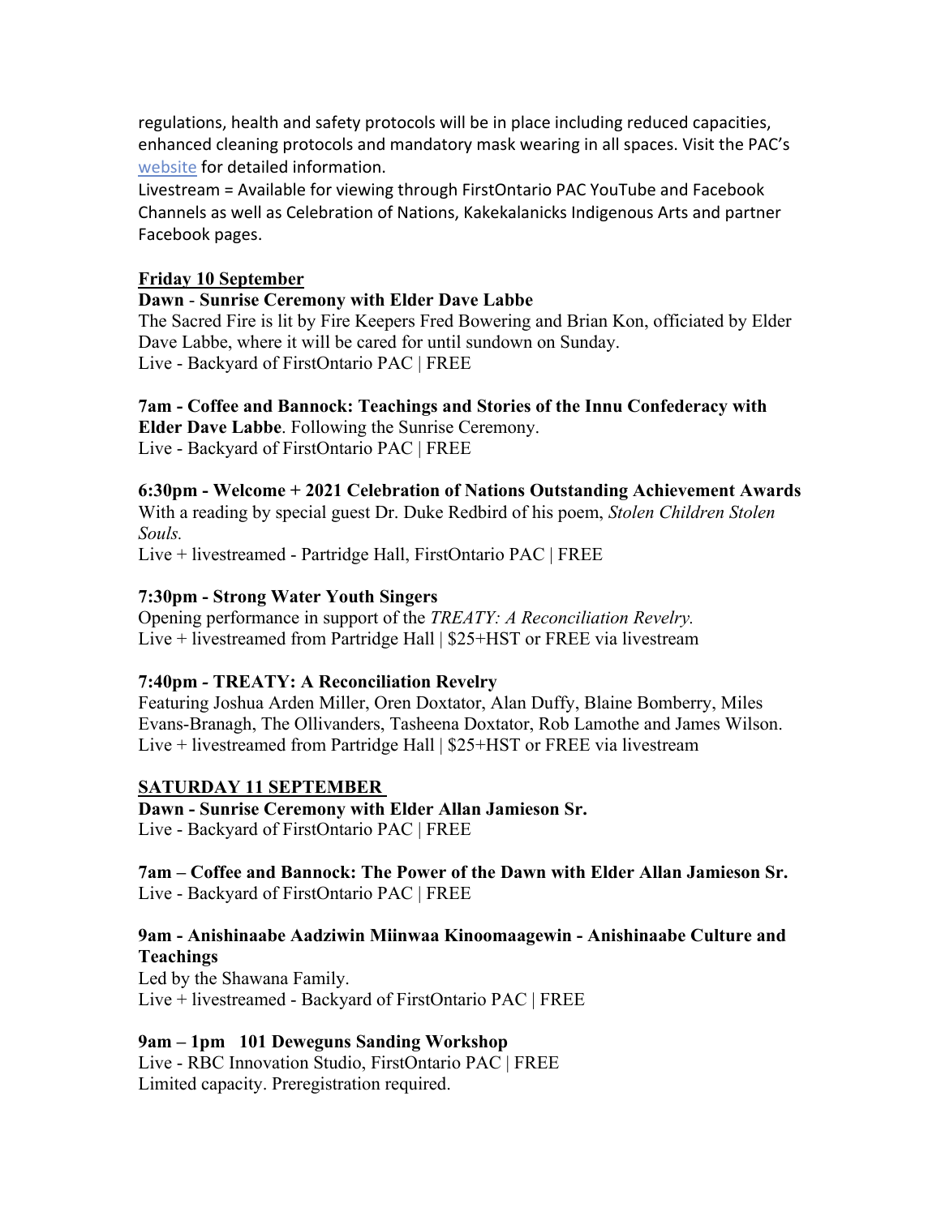regulations, health and safety protocols will be in place including reduced capacities, enhanced cleaning protocols and mandatory mask wearing in all spaces. Visit the PAC's [website](#) for detailed information.

Livestream = Available for viewing through FirstOntario PAC YouTube and Facebook Channels as well as Celebration of Nations, Kakekalanicks Indigenous Arts and partner Facebook pages.

**Friday 10 September**

**Dawn - Sunrise Ceremony with Elder Dave Labbe**

The Sacred Fire is lit by Fire Keepers Fred Bowering and Brian Kon, officiated by Elder Dave Labbe, where it will be cared for until sundown on Sunday.

Live - Backyard of FirstOntario PAC | FREE

**7am - Coffee and Bannock: Teachings and Stories of the Innu Confederacy with Elder Dave Labbe**. Following the Sunrise Ceremony.

Live - Backyard of FirstOntario PAC | FREE

**6:30pm - Welcome + 2021 Celebration of Nations Outstanding Achievement Awards**

With a reading by special guest Dr. Duke Redbird of his poem, *Stolen Children Stolen Souls.*

Live + livestreamed - Partridge Hall, FirstOntario PAC | FREE

**7:30pm - Strong Water Youth Singers**

Opening performance in support of the *TREATY: A Reconciliation Revelry.*

Live + livestreamed from Partridge Hall | $25+HST or FREE via livestream

**7:40pm - TREATY: A Reconciliation Revelry**

Featuring Joshua Arden Miller, Oren Doxtator, Alan Duffy, Blaine Bomberry, Miles Evans-Branagh, The Ollivanders, Tasheena Doxtator, Rob Lamothe and James Wilson.

Live + livestreamed from Partridge Hall | $25+HST or FREE via livestream

**SATURDAY 11 SEPTEMBER**

**Dawn - Sunrise Ceremony with Elder Allan Jamieson Sr.**

Live - Backyard of FirstOntario PAC | FREE

**7am – Coffee and Bannock: The Power of the Dawn with Elder Allan Jamieson Sr.**

Live - Backyard of FirstOntario PAC | FREE

**9am - Anishinaabe Aadziwin Miinwaa Kinoomaagewin - Anishinaabe Culture and Teachings**

Led by the Shawana Family.

Live + livestreamed - Backyard of FirstOntario PAC | FREE

**9am – 1pm 101 Deweguns Sanding Workshop**

Live - RBC Innovation Studio, FirstOntario PAC | FREE

Limited capacity. Preregistration required.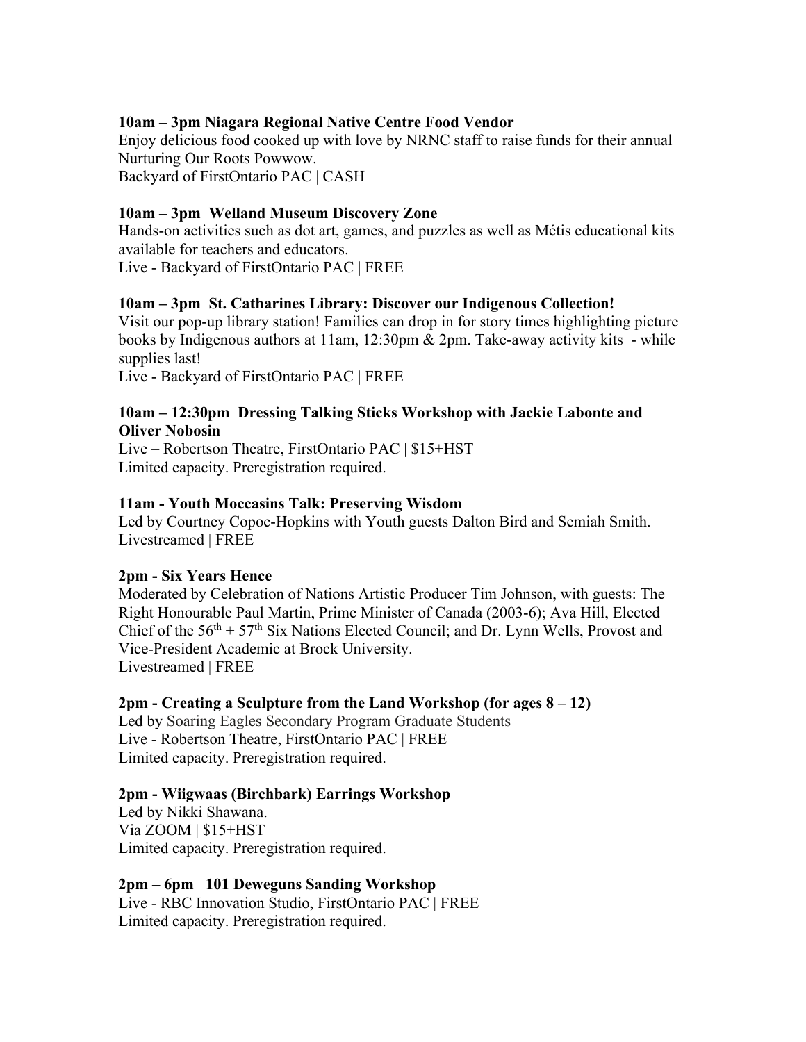**10am – 3pm Niagara Regional Native Centre Food Vendor**
Enjoy delicious food cooked up with love by NRNC staff to raise funds for their annual Nurturing Our Roots Powwow.
Backyard of FirstOntario PAC | CASH

**10am – 3pm Welland Museum Discovery Zone**
Hands-on activities such as dot art, games, and puzzles as well as Métis educational kits available for teachers and educators.
Live - Backyard of FirstOntario PAC | FREE

**10am – 3pm St. Catharines Library: Discover our Indigenous Collection!**
Visit our pop-up library station! Families can drop in for story times highlighting picture books by Indigenous authors at 11am, 12:30pm & 2pm. Take-away activity kits - while supplies last!
Live - Backyard of FirstOntario PAC | FREE

**10am – 12:30pm Dressing Talking Sticks Workshop with Jackie Labonte and Oliver Nobosin**
Live – Robertson Theatre, FirstOntario PAC | $15+HST
Limited capacity. Preregistration required.

**11am - Youth Moccasins Talk: Preserving Wisdom**
Led by Courtney Copoc-Hopkins with Youth guests Dalton Bird and Semiah Smith.
Livestreamed | FREE

**2pm - Six Years Hence**
Moderated by Celebration of Nations Artistic Producer Tim Johnson, with guests: The Right Honourable Paul Martin, Prime Minister of Canada (2003-6); Ava Hill, Elected Chief of the 56th + 57th Six Nations Elected Council; and Dr. Lynn Wells, Provost and Vice-President Academic at Brock University.
Livestreamed | FREE

**2pm - Creating a Sculpture from the Land Workshop (for ages 8 – 12)**
Led by Soaring Eagles Secondary Program Graduate Students
Live - Robertson Theatre, FirstOntario PAC | FREE
Limited capacity. Preregistration required.

**2pm - Wiigwaas (Birchbark) Earrings Workshop**
Led by Nikki Shawana.
Via ZOOM | $15+HST
Limited capacity. Preregistration required.

**2pm – 6pm 101 Deweguns Sanding Workshop**
Live - RBC Innovation Studio, FirstOntario PAC | FREE
Limited capacity. Preregistration required.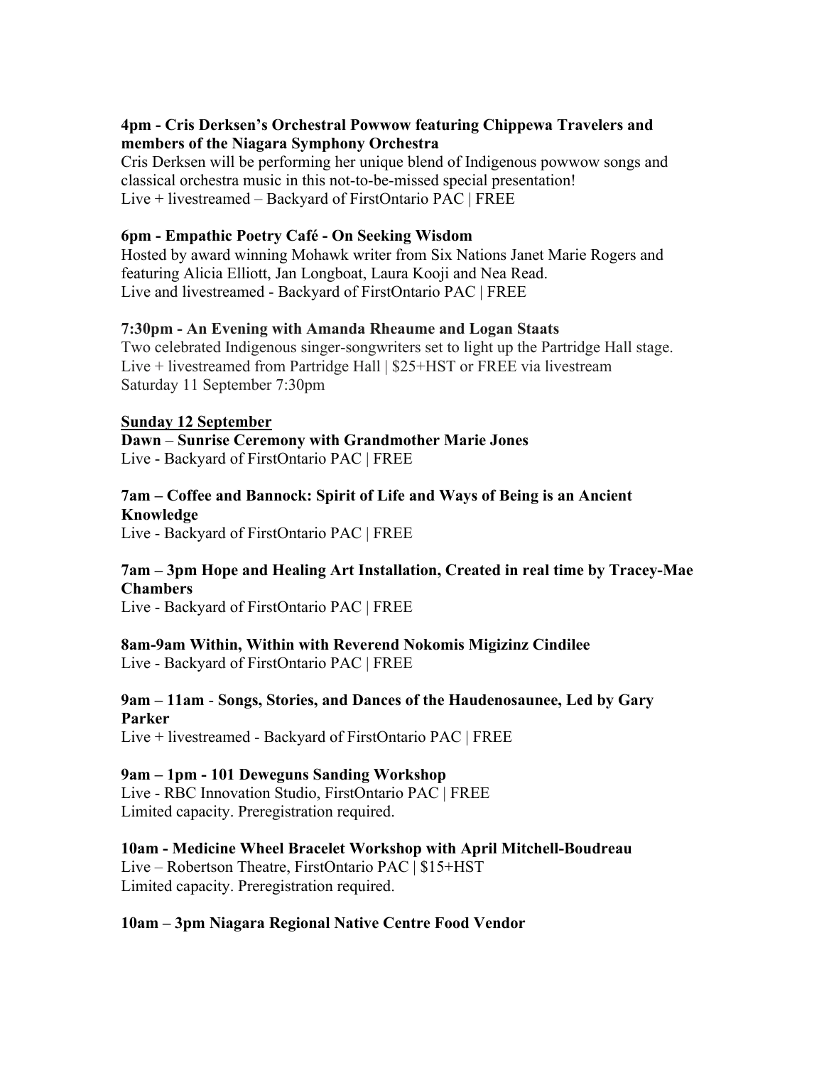**4pm - Cris Derksen's Orchestral Powwow featuring Chippewa Travelers and members of the Niagara Symphony Orchestra**
Cris Derksen will be performing her unique blend of Indigenous powwow songs and classical orchestra music in this not-to-be-missed special presentation!
Live + livestreamed – Backyard of FirstOntario PAC | FREE

**6pm - Empathic Poetry Café - On Seeking Wisdom**
Hosted by award winning Mohawk writer from Six Nations Janet Marie Rogers and featuring Alicia Elliott, Jan Longboat, Laura Kooji and Nea Read.
Live and livestreamed - Backyard of FirstOntario PAC | FREE

**7:30pm - An Evening with Amanda Rheaume and Logan Staats**
Two celebrated Indigenous singer-songwriters set to light up the Partridge Hall stage.
Live + livestreamed from Partridge Hall | $25+HST or FREE via livestream
Saturday 11 September 7:30pm

**Sunday 12 September**

**Dawn – Sunrise Ceremony with Grandmother Marie Jones**
Live - Backyard of FirstOntario PAC | FREE

**7am – Coffee and Bannock: Spirit of Life and Ways of Being is an Ancient Knowledge**
Live - Backyard of FirstOntario PAC | FREE

**7am – 3pm Hope and Healing Art Installation, Created in real time by Tracey-Mae Chambers**
Live - Backyard of FirstOntario PAC | FREE

**8am-9am Within, Within with Reverend Nokomis Migizinz Cindilee**
Live - Backyard of FirstOntario PAC | FREE

**9am – 11am - Songs, Stories, and Dances of the Haudenosaunee, Led by Gary Parker**
Live + livestreamed - Backyard of FirstOntario PAC | FREE

**9am – 1pm - 101 Deweguns Sanding Workshop**
Live - RBC Innovation Studio, FirstOntario PAC | FREE
Limited capacity. Preregistration required.

**10am - Medicine Wheel Bracelet Workshop with April Mitchell-Boudreau**
Live – Robertson Theatre, FirstOntario PAC | $15+HST
Limited capacity. Preregistration required.

**10am – 3pm Niagara Regional Native Centre Food Vendor**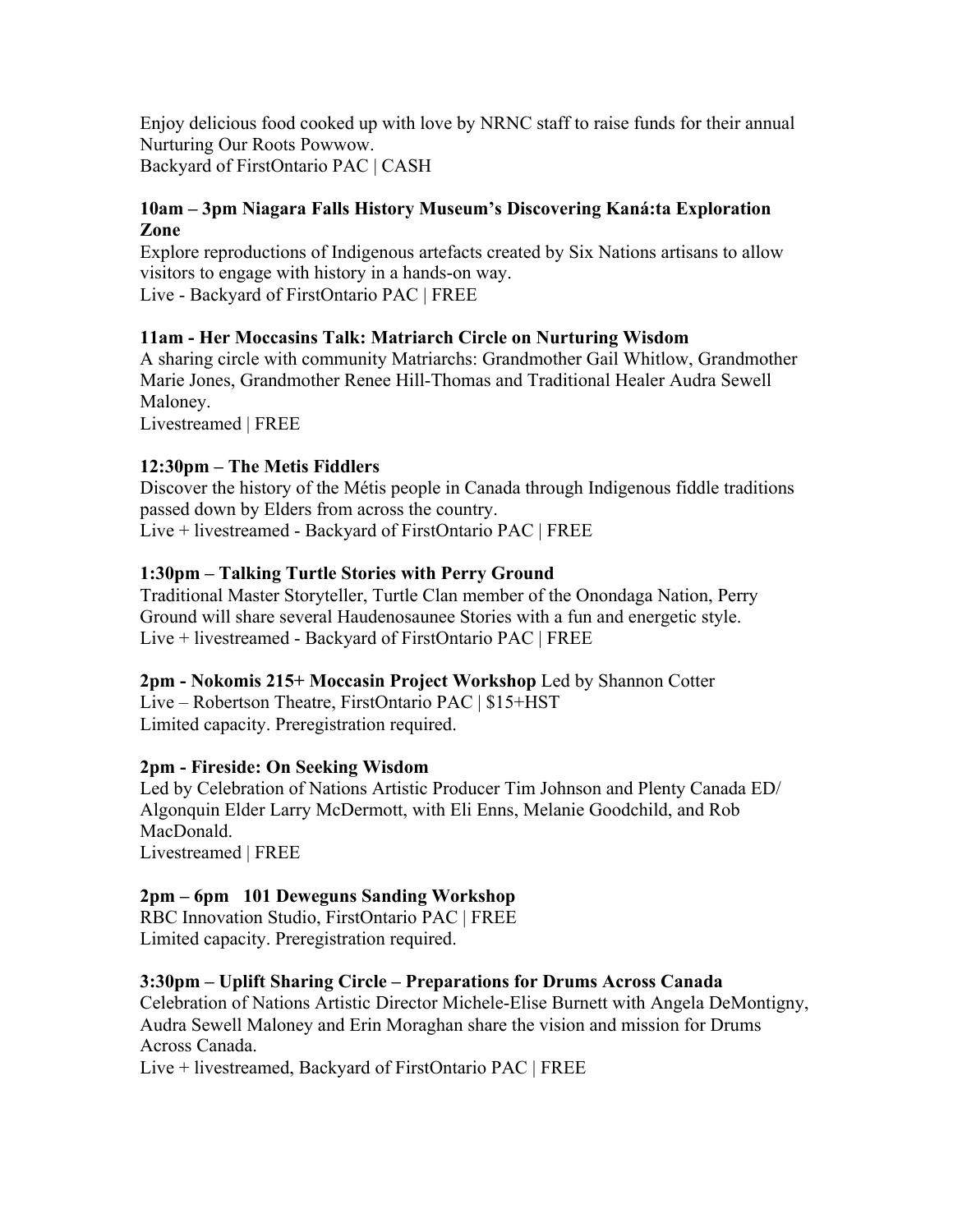Enjoy delicious food cooked up with love by NRNC staff to raise funds for their annual Nurturing Our Roots Powwow.
Backyard of FirstOntario PAC | CASH

**10am – 3pm Niagara Falls History Museum's Discovering Kaná:ta Exploration Zone**
Explore reproductions of Indigenous artefacts created by Six Nations artisans to allow visitors to engage with history in a hands-on way.
Live - Backyard of FirstOntario PAC | FREE

**11am - Her Moccasins Talk: Matriarch Circle on Nurturing Wisdom**
A sharing circle with community Matriarchs: Grandmother Gail Whitlow, Grandmother Marie Jones, Grandmother Renee Hill-Thomas and Traditional Healer Audra Sewell Maloney.
Livestreamed | FREE

**12:30pm – The Metis Fiddlers**
Discover the history of the Métis people in Canada through Indigenous fiddle traditions passed down by Elders from across the country.
Live + livestreamed - Backyard of FirstOntario PAC | FREE

**1:30pm – Talking Turtle Stories with Perry Ground**
Traditional Master Storyteller, Turtle Clan member of the Onondaga Nation, Perry Ground will share several Haudenosaunee Stories with a fun and energetic style.
Live + livestreamed - Backyard of FirstOntario PAC | FREE

**2pm - Nokomis 215+ Moccasin Project Workshop** Led by Shannon Cotter
Live – Robertson Theatre, FirstOntario PAC | $15+HST
Limited capacity. Preregistration required.

**2pm - Fireside: On Seeking Wisdom**
Led by Celebration of Nations Artistic Producer Tim Johnson and Plenty Canada ED/ Algonquin Elder Larry McDermott, with Eli Enns, Melanie Goodchild, and Rob MacDonald.
Livestreamed | FREE

**2pm – 6pm 101 Deweguns Sanding Workshop**
RBC Innovation Studio, FirstOntario PAC | FREE
Limited capacity. Preregistration required.

**3:30pm – Uplift Sharing Circle – Preparations for Drums Across Canada**
Celebration of Nations Artistic Director Michele-Elise Burnett with Angela DeMontigny, Audra Sewell Maloney and Erin Moraghan share the vision and mission for Drums Across Canada.
Live + livestreamed, Backyard of FirstOntario PAC | FREE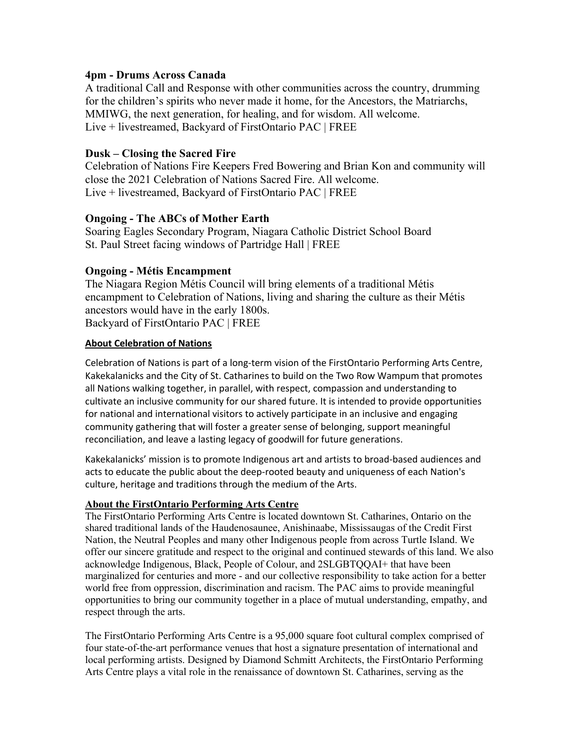### 4pm - Drums Across Canada

A traditional Call and Response with other communities across the country, drumming for the children's spirits who never made it home, for the Ancestors, the Matriarchs, MMIWG, the next generation, for healing, and for wisdom. All welcome.
Live + livestreamed, Backyard of FirstOntario PAC | FREE

### Dusk – Closing the Sacred Fire

Celebration of Nations Fire Keepers Fred Bowering and Brian Kon and community will close the 2021 Celebration of Nations Sacred Fire. All welcome.
Live + livestreamed, Backyard of FirstOntario PAC | FREE

### Ongoing - The ABCs of Mother Earth

Soaring Eagles Secondary Program, Niagara Catholic District School Board
St. Paul Street facing windows of Partridge Hall | FREE

### Ongoing - Métis Encampment

The Niagara Region Métis Council will bring elements of a traditional Métis encampment to Celebration of Nations, living and sharing the culture as their Métis ancestors would have in the early 1800s.
Backyard of FirstOntario PAC | FREE

**About Celebration of Nations**

Celebration of Nations is part of a long-term vision of the FirstOntario Performing Arts Centre, Kakekalanicks and the City of St. Catharines to build on the Two Row Wampum that promotes all Nations walking together, in parallel, with respect, compassion and understanding to cultivate an inclusive community for our shared future. It is intended to provide opportunities for national and international visitors to actively participate in an inclusive and engaging community gathering that will foster a greater sense of belonging, support meaningful reconciliation, and leave a lasting legacy of goodwill for future generations.

Kakekalanicks' mission is to promote Indigenous art and artists to broad-based audiences and acts to educate the public about the deep-rooted beauty and uniqueness of each Nation's culture, heritage and traditions through the medium of the Arts.

**About the FirstOntario Performing Arts Centre**

The FirstOntario Performing Arts Centre is located downtown St. Catharines, Ontario on the shared traditional lands of the Haudenosaunee, Anishinaabe, Mississaugas of the Credit First Nation, the Neutral Peoples and many other Indigenous people from across Turtle Island. We offer our sincere gratitude and respect to the original and continued stewards of this land. We also acknowledge Indigenous, Black, People of Colour, and 2SLGBTQQAI+ that have been marginalized for centuries and more - and our collective responsibility to take action for a better world free from oppression, discrimination and racism. The PAC aims to provide meaningful opportunities to bring our community together in a place of mutual understanding, empathy, and respect through the arts.

The FirstOntario Performing Arts Centre is a 95,000 square foot cultural complex comprised of four state-of-the-art performance venues that host a signature presentation of international and local performing artists. Designed by Diamond Schmitt Architects, the FirstOntario Performing Arts Centre plays a vital role in the renaissance of downtown St. Catharines, serving as the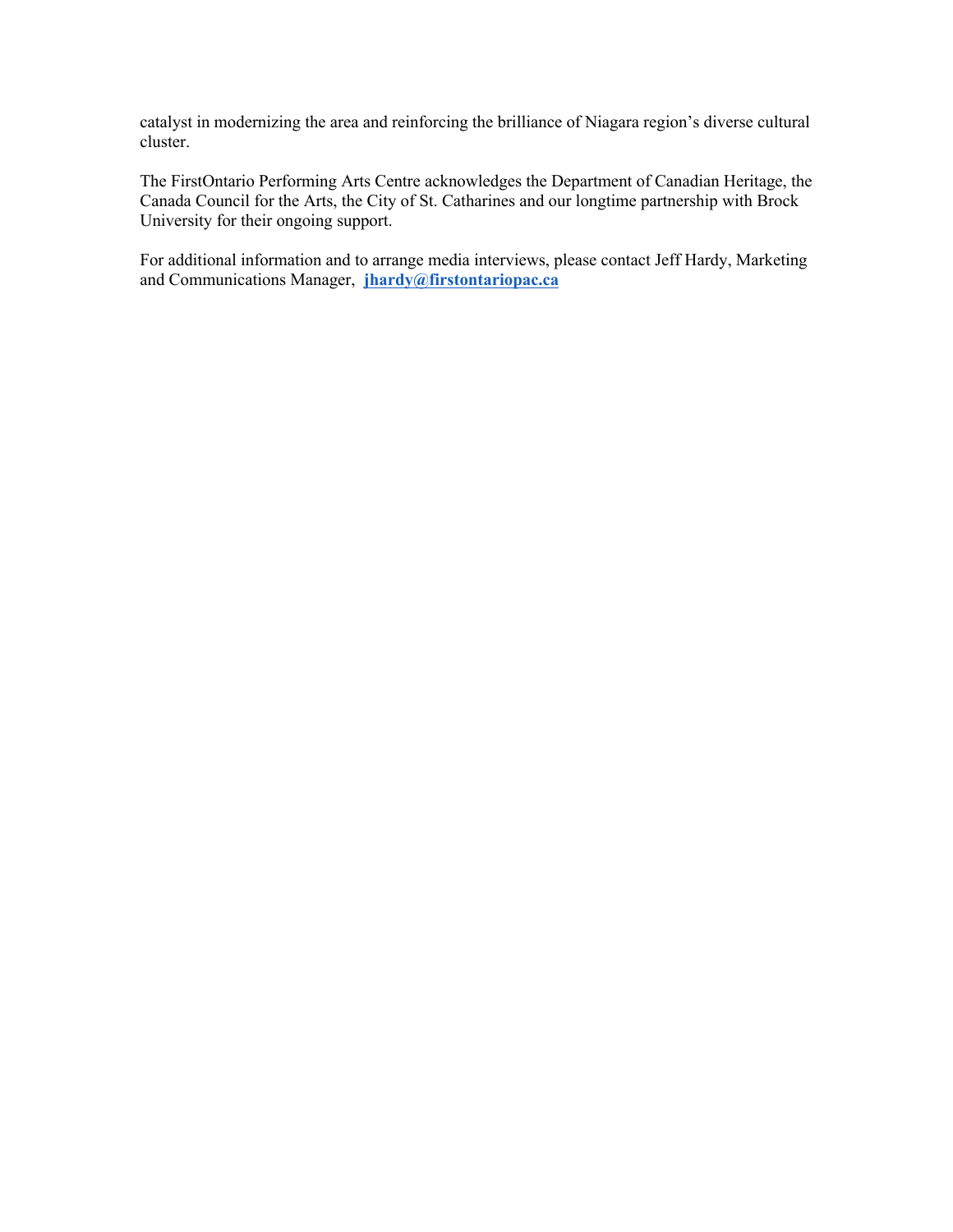catalyst in modernizing the area and reinforcing the brilliance of Niagara region's diverse cultural cluster.

The FirstOntario Performing Arts Centre acknowledges the Department of Canadian Heritage, the Canada Council for the Arts, the City of St. Catharines and our longtime partnership with Brock University for their ongoing support.

For additional information and to arrange media interviews, please contact Jeff Hardy, Marketing and Communications Manager, **jhardy@firstontariopac.ca**